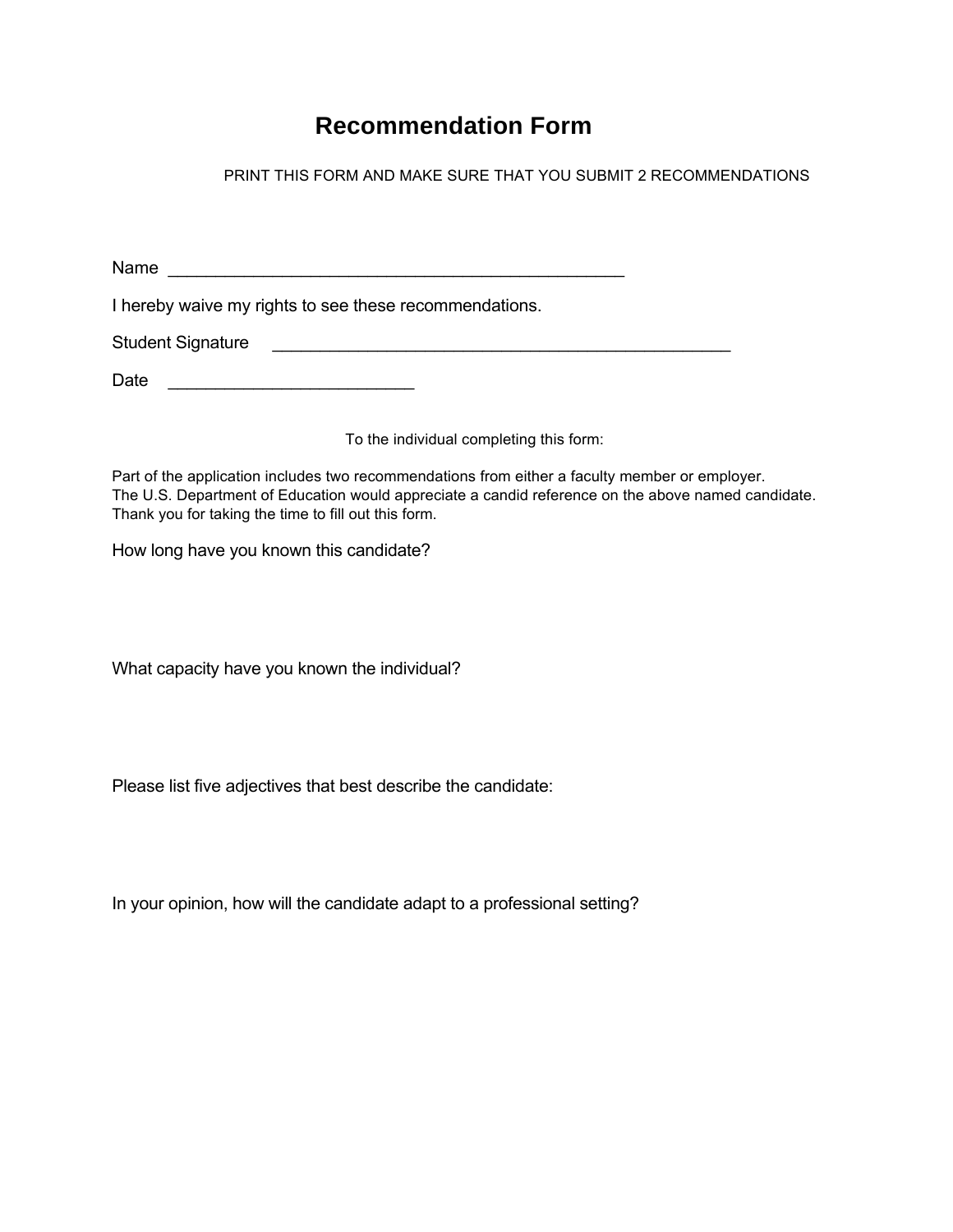# Recommendation Form

PRINT THIS FORM AND MAKE SURE THAT YOU SUBMIT 2 RECOMMENDATIONS

Name ______________________________________________

I hereby waive my rights to see these recommendations.

Student Signature ______________________________________________

Date ________________________

To the individual completing this form:

Part of the application includes two recommendations from either a faculty member or employer.
The U.S. Department of Education would appreciate a candid reference on the above named candidate.
Thank you for taking the time to fill out this form.

How long have you known this candidate?

What capacity have you known the individual?

Please list five adjectives that best describe the candidate:

In your opinion, how will the candidate adapt to a professional setting?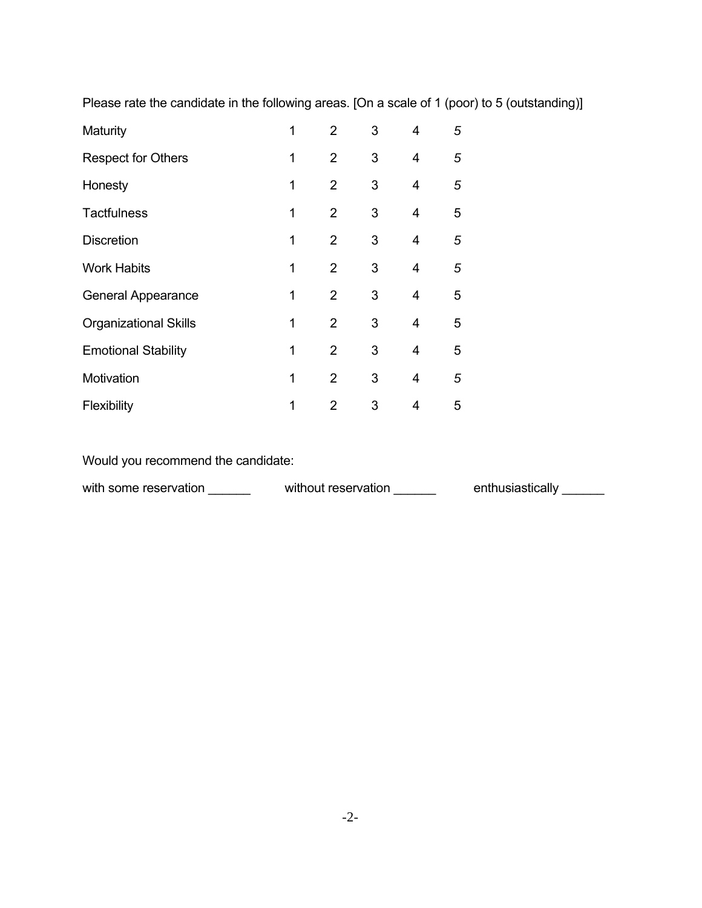Please rate the candidate in the following areas. [On a scale of 1 (poor) to 5 (outstanding)]

| | | | | | |
|---|---|---|---|---|---|
| Maturity | 1 | 2 | 3 | 4 | *5* |
| Respect for Others | 1 | 2 | 3 | 4 | *5* |
| Honesty | 1 | 2 | 3 | 4 | *5* |
| Tactfulness | 1 | 2 | 3 | 4 | 5 |
| Discretion | 1 | 2 | 3 | 4 | *5* |
| Work Habits | 1 | 2 | 3 | 4 | *5* |
| General Appearance | 1 | 2 | 3 | 4 | 5 |
| Organizational Skills | 1 | 2 | 3 | 4 | 5 |
| Emotional Stability | 1 | 2 | 3 | 4 | 5 |
| Motivation | 1 | 2 | 3 | 4 | *5* |
| Flexibility | 1 | 2 | 3 | 4 | 5 |

Would you recommend the candidate:

with some reservation ______ without reservation ______ enthusiastically ______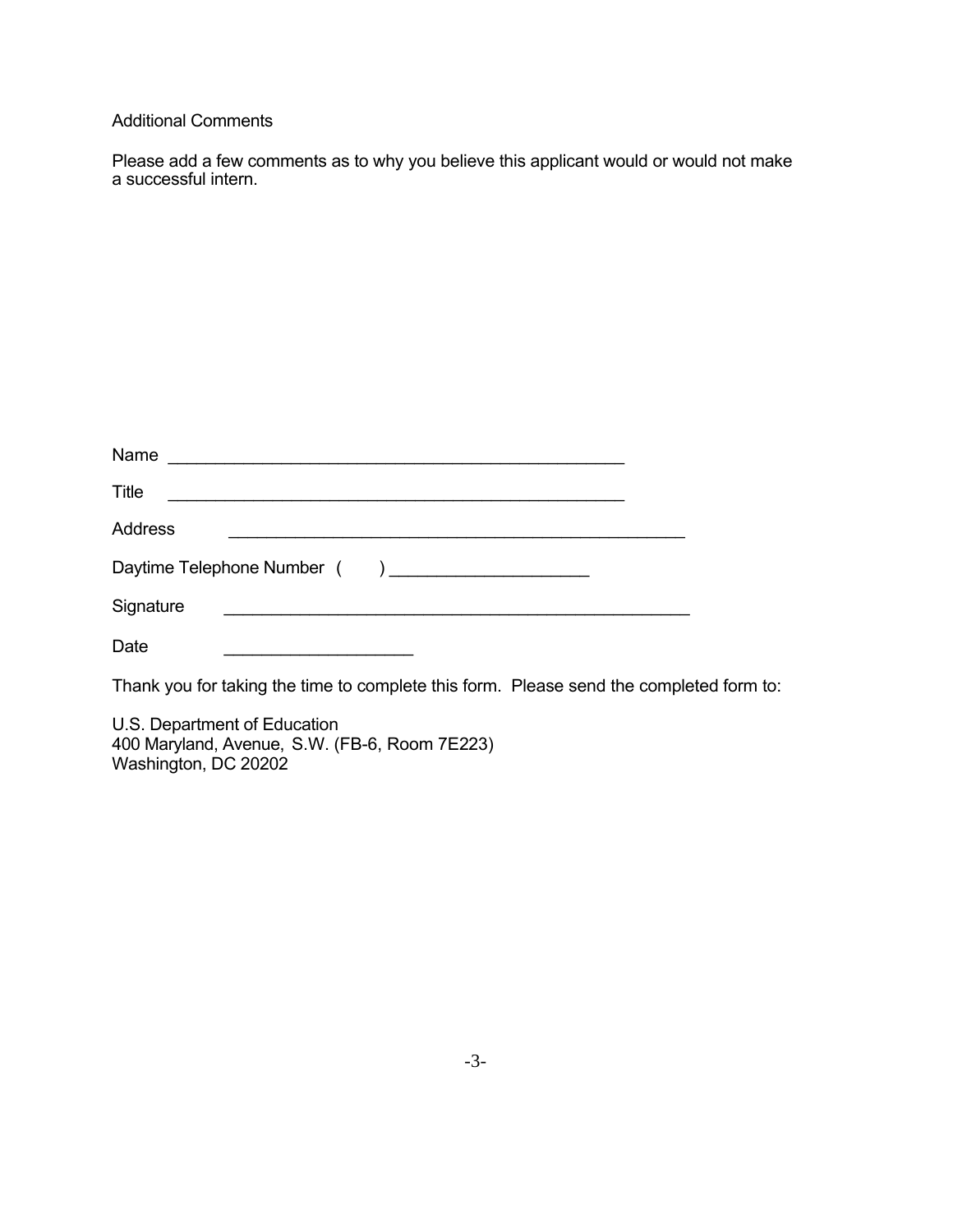Additional Comments

Please add a few comments as to why you believe this applicant would or would not make a successful intern.

Name ___________________________________________________

Title ___________________________________________________

Address ___________________________________________________

Daytime Telephone Number ( ) ______________________

Signature ___________________________________________________

Date ____________________

Thank you for taking the time to complete this form. Please send the completed form to:

U.S. Department of Education
400 Maryland, Avenue, S.W. (FB-6, Room 7E223)
Washington, DC 20202